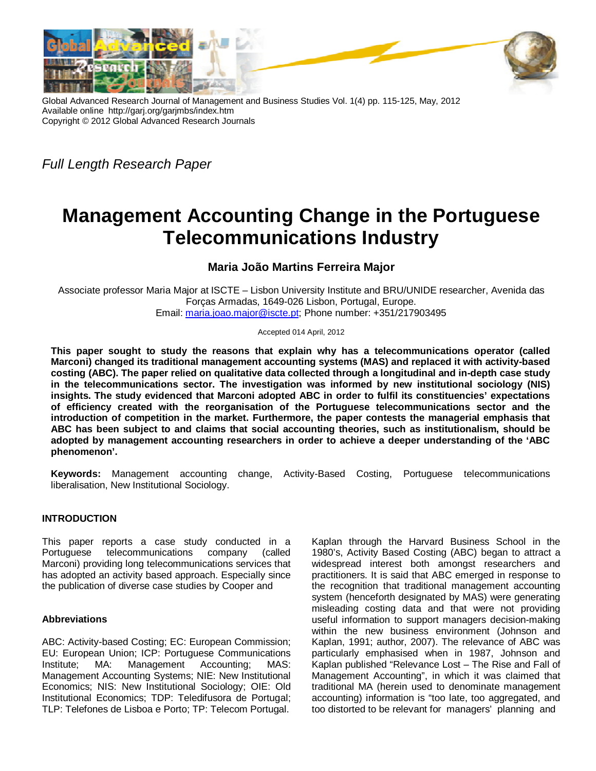Global Advanced Research Journal of Management and Business Studies Vol. 1(4) pp. 115-125, May, 2012
Available online http://garj.org/garjmbs/index.htm
Copyright © 2012 Global Advanced Research Journals

*Full Length Research Paper*

# Management Accounting Change in the Portuguese Telecommunications Industry

### Maria João Martins Ferreira Major

Associate professor Maria Major at ISCTE – Lisbon University Institute and BRU/UNIDE researcher, Avenida das Forças Armadas, 1649-026 Lisbon, Portugal, Europe.
Email: maria.joao.major@iscte.pt; Phone number: +351/217903495

Accepted 014 April, 2012

**This paper sought to study the reasons that explain why has a telecommunications operator (called Marconi) changed its traditional management accounting systems (MAS) and replaced it with activity-based costing (ABC). The paper relied on qualitative data collected through a longitudinal and in-depth case study in the telecommunications sector. The investigation was informed by new institutional sociology (NIS) insights. The study evidenced that Marconi adopted ABC in order to fulfil its constituencies' expectations of efficiency created with the reorganisation of the Portuguese telecommunications sector and the introduction of competition in the market. Furthermore, the paper contests the managerial emphasis that ABC has been subject to and claims that social accounting theories, such as institutionalism, should be adopted by management accounting researchers in order to achieve a deeper understanding of the 'ABC phenomenon'.**

**Keywords:** Management accounting change, Activity-Based Costing, Portuguese telecommunications liberalisation, New Institutional Sociology.

## INTRODUCTION

This paper reports a case study conducted in a Portuguese telecommunications company (called Marconi) providing long telecommunications services that has adopted an activity based approach. Especially since the publication of diverse case studies by Cooper and Kaplan through the Harvard Business School in the 1980's, Activity Based Costing (ABC) began to attract a widespread interest both amongst researchers and practitioners. It is said that ABC emerged in response to the recognition that traditional management accounting system (henceforth designated by MAS) were generating misleading costing data and that were not providing useful information to support managers decision-making within the new business environment (Johnson and Kaplan, 1991; author, 2007). The relevance of ABC was particularly emphasised when in 1987, Johnson and Kaplan published "Relevance Lost – The Rise and Fall of Management Accounting", in which it was claimed that traditional MA (herein used to denominate management accounting) information is "too late, too aggregated, and too distorted to be relevant for managers' planning and

### Abbreviations

ABC: Activity-based Costing; EC: European Commission; EU: European Union; ICP: Portuguese Communications Institute; MA: Management Accounting; MAS: Management Accounting Systems; NIE: New Institutional Economics; NIS: New Institutional Sociology; OIE: Old Institutional Economics; TDP: Teledifusora de Portugal; TLP: Telefones de Lisboa e Porto; TP: Telecom Portugal.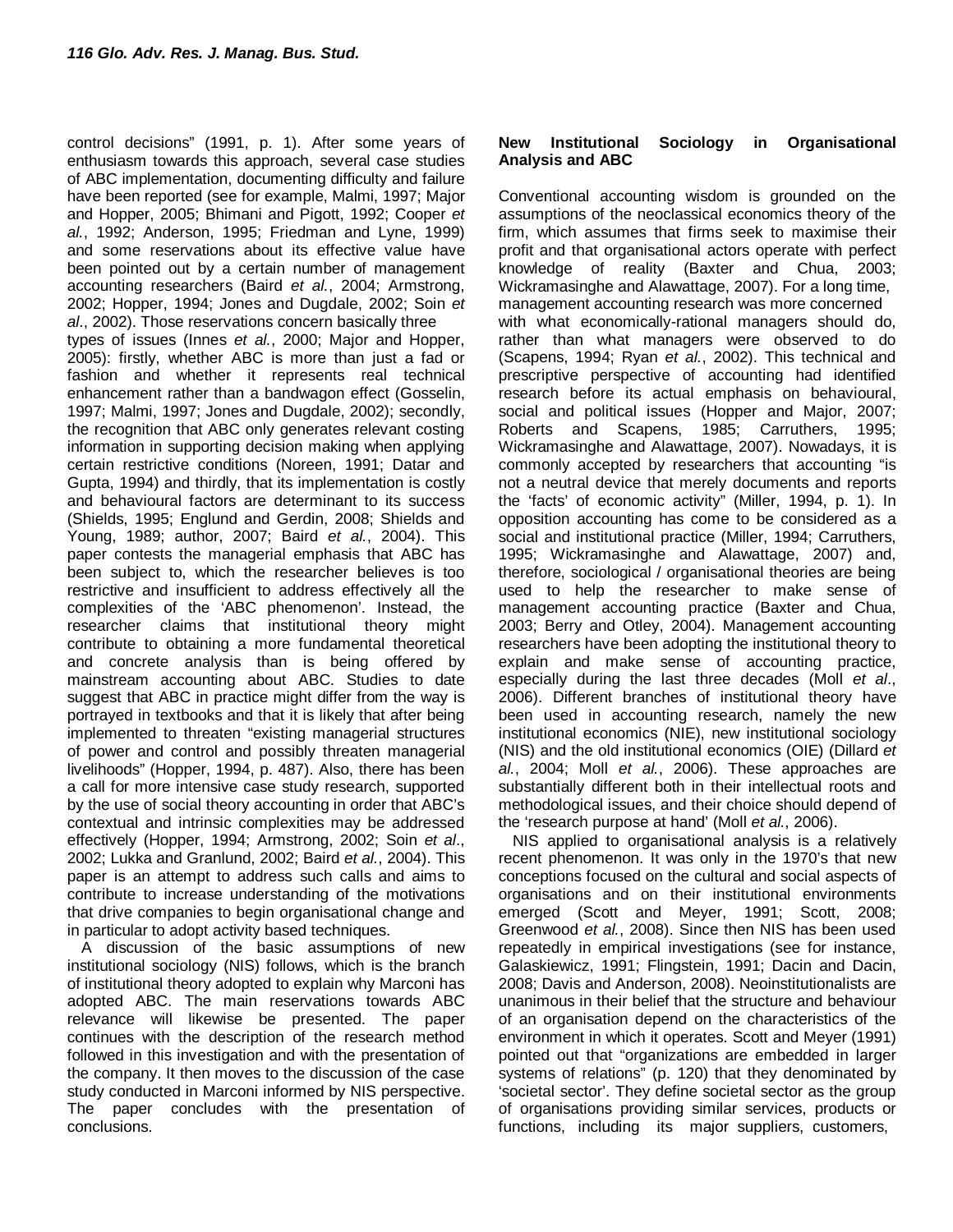control decisions" (1991, p. 1). After some years of enthusiasm towards this approach, several case studies of ABC implementation, documenting difficulty and failure have been reported (see for example, Malmi, 1997; Major and Hopper, 2005; Bhimani and Pigott, 1992; Cooper *et al.*, 1992; Anderson, 1995; Friedman and Lyne, 1999) and some reservations about its effective value have been pointed out by a certain number of management accounting researchers (Baird *et al.*, 2004; Armstrong, 2002; Hopper, 1994; Jones and Dugdale, 2002; Soin *et al*., 2002). Those reservations concern basically three types of issues (Innes *et al.*, 2000; Major and Hopper, 2005): firstly, whether ABC is more than just a fad or fashion and whether it represents real technical enhancement rather than a bandwagon effect (Gosselin, 1997; Malmi, 1997; Jones and Dugdale, 2002); secondly, the recognition that ABC only generates relevant costing information in supporting decision making when applying certain restrictive conditions (Noreen, 1991; Datar and Gupta, 1994) and thirdly, that its implementation is costly and behavioural factors are determinant to its success (Shields, 1995; Englund and Gerdin, 2008; Shields and Young, 1989; author, 2007; Baird *et al.*, 2004). This paper contests the managerial emphasis that ABC has been subject to, which the researcher believes is too restrictive and insufficient to address effectively all the complexities of the 'ABC phenomenon'. Instead, the researcher claims that institutional theory might contribute to obtaining a more fundamental theoretical and concrete analysis than is being offered by mainstream accounting about ABC. Studies to date suggest that ABC in practice might differ from the way is portrayed in textbooks and that it is likely that after being implemented to threaten "existing managerial structures of power and control and possibly threaten managerial livelihoods" (Hopper, 1994, p. 487). Also, there has been a call for more intensive case study research, supported by the use of social theory accounting in order that ABC's contextual and intrinsic complexities may be addressed effectively (Hopper, 1994; Armstrong, 2002; Soin *et al*., 2002; Lukka and Granlund, 2002; Baird *et al.*, 2004). This paper is an attempt to address such calls and aims to contribute to increase understanding of the motivations that drive companies to begin organisational change and in particular to adopt activity based techniques.

A discussion of the basic assumptions of new institutional sociology (NIS) follows, which is the branch of institutional theory adopted to explain why Marconi has adopted ABC. The main reservations towards ABC relevance will likewise be presented. The paper continues with the description of the research method followed in this investigation and with the presentation of the company. It then moves to the discussion of the case study conducted in Marconi informed by NIS perspective. The paper concludes with the presentation of conclusions.

## New Institutional Sociology in Organisational Analysis and ABC

Conventional accounting wisdom is grounded on the assumptions of the neoclassical economics theory of the firm, which assumes that firms seek to maximise their profit and that organisational actors operate with perfect knowledge of reality (Baxter and Chua, 2003; Wickramasinghe and Alawattage, 2007). For a long time, management accounting research was more concerned with what economically-rational managers should do, rather than what managers were observed to do (Scapens, 1994; Ryan *et al.*, 2002). This technical and prescriptive perspective of accounting had identified research before its actual emphasis on behavioural, social and political issues (Hopper and Major, 2007; Roberts and Scapens, 1985; Carruthers, 1995; Wickramasinghe and Alawattage, 2007). Nowadays, it is commonly accepted by researchers that accounting "is not a neutral device that merely documents and reports the 'facts' of economic activity" (Miller, 1994, p. 1). In opposition accounting has come to be considered as a social and institutional practice (Miller, 1994; Carruthers, 1995; Wickramasinghe and Alawattage, 2007) and, therefore, sociological / organisational theories are being used to help the researcher to make sense of management accounting practice (Baxter and Chua, 2003; Berry and Otley, 2004). Management accounting researchers have been adopting the institutional theory to explain and make sense of accounting practice, especially during the last three decades (Moll *et al*., 2006). Different branches of institutional theory have been used in accounting research, namely the new institutional economics (NIE), new institutional sociology (NIS) and the old institutional economics (OIE) (Dillard *et al.*, 2004; Moll *et al.*, 2006). These approaches are substantially different both in their intellectual roots and methodological issues, and their choice should depend of the 'research purpose at hand' (Moll *et al.*, 2006).

NIS applied to organisational analysis is a relatively recent phenomenon. It was only in the 1970's that new conceptions focused on the cultural and social aspects of organisations and on their institutional environments emerged (Scott and Meyer, 1991; Scott, 2008; Greenwood *et al.*, 2008). Since then NIS has been used repeatedly in empirical investigations (see for instance, Galaskiewicz, 1991; Flingstein, 1991; Dacin and Dacin, 2008; Davis and Anderson, 2008). Neoinstitutionalists are unanimous in their belief that the structure and behaviour of an organisation depend on the characteristics of the environment in which it operates. Scott and Meyer (1991) pointed out that "organizations are embedded in larger systems of relations" (p. 120) that they denominated by 'societal sector'. They define societal sector as the group of organisations providing similar services, products or functions, including its major suppliers, customers,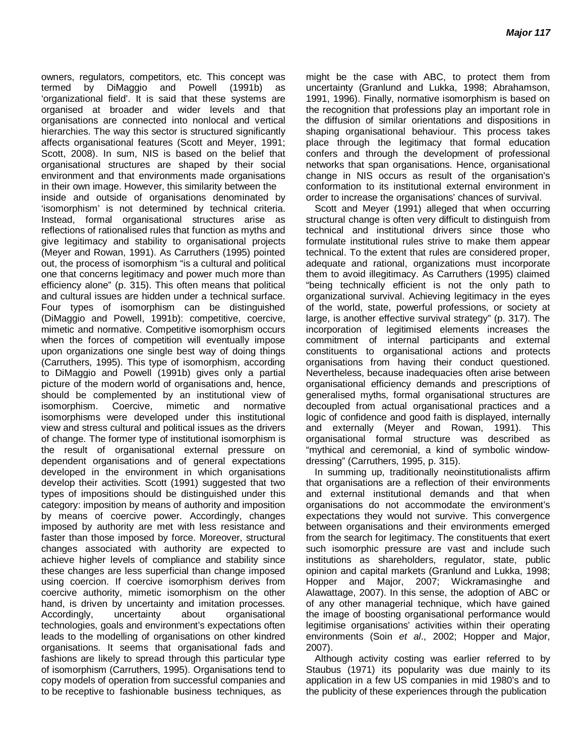owners, regulators, competitors, etc. This concept was termed by DiMaggio and Powell (1991b) as 'organizational field'. It is said that these systems are organised at broader and wider levels and that organisations are connected into nonlocal and vertical hierarchies. The way this sector is structured significantly affects organisational features (Scott and Meyer, 1991; Scott, 2008). In sum, NIS is based on the belief that organisational structures are shaped by their social environment and that environments made organisations in their own image. However, this similarity between the inside and outside of organisations denominated by 'isomorphism' is not determined by technical criteria. Instead, formal organisational structures arise as reflections of rationalised rules that function as myths and give legitimacy and stability to organisational projects (Meyer and Rowan, 1991). As Carruthers (1995) pointed out, the process of isomorphism "is a cultural and political one that concerns legitimacy and power much more than efficiency alone" (p. 315). This often means that political and cultural issues are hidden under a technical surface. Four types of isomorphism can be distinguished (DiMaggio and Powell, 1991b): competitive, coercive, mimetic and normative. Competitive isomorphism occurs when the forces of competition will eventually impose upon organizations one single best way of doing things (Carruthers, 1995). This type of isomorphism, according to DiMaggio and Powell (1991b) gives only a partial picture of the modern world of organisations and, hence, should be complemented by an institutional view of isomorphism. Coercive, mimetic and normative isomorphisms were developed under this institutional view and stress cultural and political issues as the drivers of change. The former type of institutional isomorphism is the result of organisational external pressure on dependent organisations and of general expectations developed in the environment in which organisations develop their activities. Scott (1991) suggested that two types of impositions should be distinguished under this category: imposition by means of authority and imposition by means of coercive power. Accordingly, changes imposed by authority are met with less resistance and faster than those imposed by force. Moreover, structural changes associated with authority are expected to achieve higher levels of compliance and stability since these changes are less superficial than change imposed using coercion. If coercive isomorphism derives from coercive authority, mimetic isomorphism on the other hand, is driven by uncertainty and imitation processes. Accordingly, uncertainty about organisational technologies, goals and environment's expectations often leads to the modelling of organisations on other kindred organisations. It seems that organisational fads and fashions are likely to spread through this particular type of isomorphism (Carruthers, 1995). Organisations tend to copy models of operation from successful companies and to be receptive to fashionable business techniques, as might be the case with ABC, to protect them from uncertainty (Granlund and Lukka, 1998; Abrahamson, 1991, 1996). Finally, normative isomorphism is based on the recognition that professions play an important role in the diffusion of similar orientations and dispositions in shaping organisational behaviour. This process takes place through the legitimacy that formal education confers and through the development of professional networks that span organisations. Hence, organisational change in NIS occurs as result of the organisation's conformation to its institutional external environment in order to increase the organisations' chances of survival.

Scott and Meyer (1991) alleged that when occurring structural change is often very difficult to distinguish from technical and institutional drivers since those who formulate institutional rules strive to make them appear technical. To the extent that rules are considered proper, adequate and rational, organizations must incorporate them to avoid illegitimacy. As Carruthers (1995) claimed "being technically efficient is not the only path to organizational survival. Achieving legitimacy in the eyes of the world, state, powerful professions, or society at large, is another effective survival strategy" (p. 317). The incorporation of legitimised elements increases the commitment of internal participants and external constituents to organisational actions and protects organisations from having their conduct questioned. Nevertheless, because inadequacies often arise between organisational efficiency demands and prescriptions of generalised myths, formal organisational structures are decoupled from actual organisational practices and a logic of confidence and good faith is displayed, internally and externally (Meyer and Rowan, 1991). This organisational formal structure was described as "mythical and ceremonial, a kind of symbolic window-dressing" (Carruthers, 1995, p. 315).

In summing up, traditionally neoinstitutionalists affirm that organisations are a reflection of their environments and external institutional demands and that when organisations do not accommodate the environment's expectations they would not survive. This convergence between organisations and their environments emerged from the search for legitimacy. The constituents that exert such isomorphic pressure are vast and include such institutions as shareholders, regulator, state, public opinion and capital markets (Granlund and Lukka, 1998; Hopper and Major, 2007; Wickramasinghe and Alawattage, 2007). In this sense, the adoption of ABC or of any other managerial technique, which have gained the image of boosting organisational performance would legitimise organisations' activities within their operating environments (Soin *et al*., 2002; Hopper and Major, 2007).

Although activity costing was earlier referred to by Staubus (1971) its popularity was due mainly to its application in a few US companies in mid 1980's and to the publicity of these experiences through the publication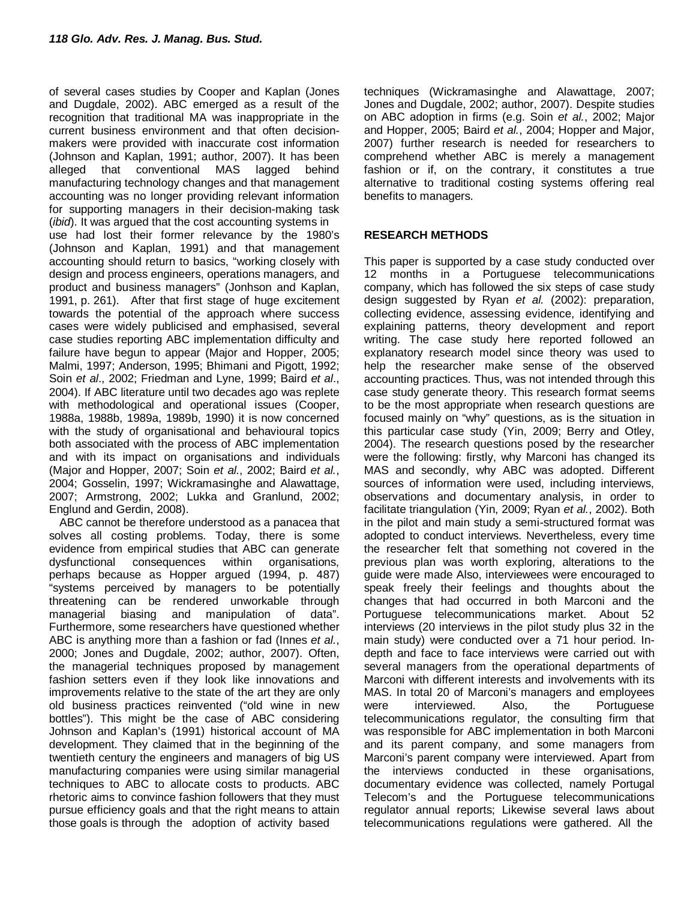of several cases studies by Cooper and Kaplan (Jones and Dugdale, 2002). ABC emerged as a result of the recognition that traditional MA was inappropriate in the current business environment and that often decision-makers were provided with inaccurate cost information (Johnson and Kaplan, 1991; author, 2007). It has been alleged that conventional MAS lagged behind manufacturing technology changes and that management accounting was no longer providing relevant information for supporting managers in their decision-making task (*ibid*). It was argued that the cost accounting systems in use had lost their former relevance by the 1980's (Johnson and Kaplan, 1991) and that management accounting should return to basics, "working closely with design and process engineers, operations managers, and product and business managers" (Jonhson and Kaplan, 1991, p. 261). After that first stage of huge excitement towards the potential of the approach where success cases were widely publicised and emphasised, several case studies reporting ABC implementation difficulty and failure have begun to appear (Major and Hopper, 2005; Malmi, 1997; Anderson, 1995; Bhimani and Pigott, 1992; Soin *et al*., 2002; Friedman and Lyne, 1999; Baird *et al*., 2004). If ABC literature until two decades ago was replete with methodological and operational issues (Cooper, 1988a, 1988b, 1989a, 1989b, 1990) it is now concerned with the study of organisational and behavioural topics both associated with the process of ABC implementation and with its impact on organisations and individuals (Major and Hopper, 2007; Soin *et al.*, 2002; Baird *et al.*, 2004; Gosselin, 1997; Wickramasinghe and Alawattage, 2007; Armstrong, 2002; Lukka and Granlund, 2002; Englund and Gerdin, 2008).

ABC cannot be therefore understood as a panacea that solves all costing problems. Today, there is some evidence from empirical studies that ABC can generate dysfunctional consequences within organisations, perhaps because as Hopper argued (1994, p. 487) "systems perceived by managers to be potentially threatening can be rendered unworkable through managerial biasing and manipulation of data". Furthermore, some researchers have questioned whether ABC is anything more than a fashion or fad (Innes *et al.*, 2000; Jones and Dugdale, 2002; author, 2007). Often, the managerial techniques proposed by management fashion setters even if they look like innovations and improvements relative to the state of the art they are only old business practices reinvented ("old wine in new bottles"). This might be the case of ABC considering Johnson and Kaplan's (1991) historical account of MA development. They claimed that in the beginning of the twentieth century the engineers and managers of big US manufacturing companies were using similar managerial techniques to ABC to allocate costs to products. ABC rhetoric aims to convince fashion followers that they must pursue efficiency goals and that the right means to attain those goals is through the adoption of activity based techniques (Wickramasinghe and Alawattage, 2007; Jones and Dugdale, 2002; author, 2007). Despite studies on ABC adoption in firms (e.g. Soin *et al.*, 2002; Major and Hopper, 2005; Baird *et al.*, 2004; Hopper and Major, 2007) further research is needed for researchers to comprehend whether ABC is merely a management fashion or if, on the contrary, it constitutes a true alternative to traditional costing systems offering real benefits to managers.

## RESEARCH METHODS

This paper is supported by a case study conducted over 12 months in a Portuguese telecommunications company, which has followed the six steps of case study design suggested by Ryan *et al.* (2002): preparation, collecting evidence, assessing evidence, identifying and explaining patterns, theory development and report writing. The case study here reported followed an explanatory research model since theory was used to help the researcher make sense of the observed accounting practices. Thus, was not intended through this case study generate theory. This research format seems to be the most appropriate when research questions are focused mainly on "why" questions, as is the situation in this particular case study (Yin, 2009; Berry and Otley, 2004). The research questions posed by the researcher were the following: firstly, why Marconi has changed its MAS and secondly, why ABC was adopted. Different sources of information were used, including interviews, observations and documentary analysis, in order to facilitate triangulation (Yin, 2009; Ryan *et al.*, 2002). Both in the pilot and main study a semi-structured format was adopted to conduct interviews. Nevertheless, every time the researcher felt that something not covered in the previous plan was worth exploring, alterations to the guide were made Also, interviewees were encouraged to speak freely their feelings and thoughts about the changes that had occurred in both Marconi and the Portuguese telecommunications market. About 52 interviews (20 interviews in the pilot study plus 32 in the main study) were conducted over a 71 hour period. In-depth and face to face interviews were carried out with several managers from the operational departments of Marconi with different interests and involvements with its MAS. In total 20 of Marconi's managers and employees were interviewed. Also, the Portuguese telecommunications regulator, the consulting firm that was responsible for ABC implementation in both Marconi and its parent company, and some managers from Marconi's parent company were interviewed. Apart from the interviews conducted in these organisations, documentary evidence was collected, namely Portugal Telecom's and the Portuguese telecommunications regulator annual reports; Likewise several laws about telecommunications regulations were gathered. All the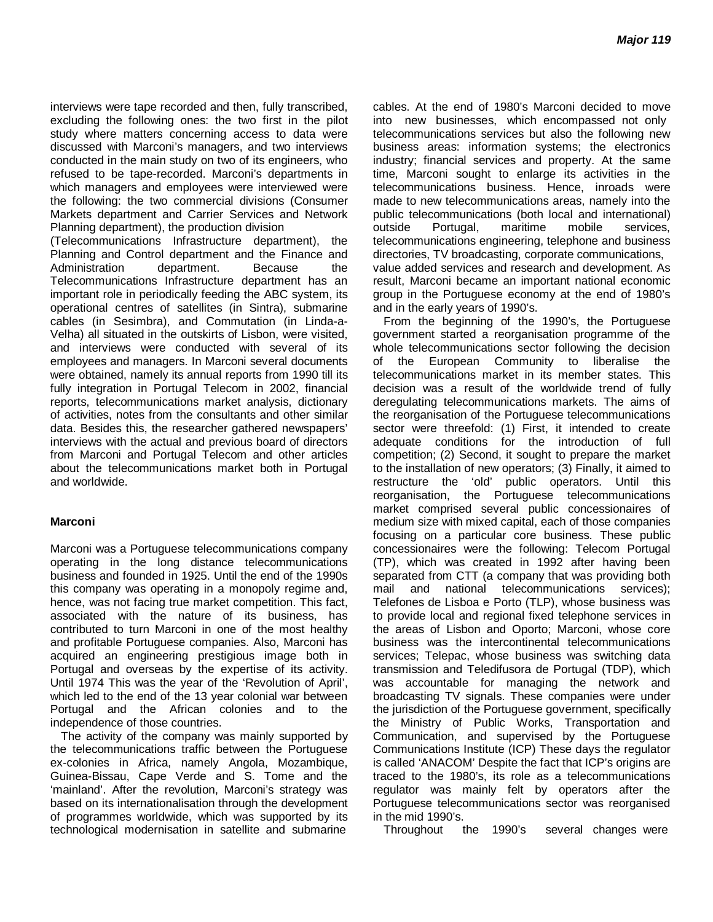interviews were tape recorded and then, fully transcribed, excluding the following ones: the two first in the pilot study where matters concerning access to data were discussed with Marconi's managers, and two interviews conducted in the main study on two of its engineers, who refused to be tape-recorded. Marconi's departments in which managers and employees were interviewed were the following: the two commercial divisions (Consumer Markets department and Carrier Services and Network Planning department), the production division (Telecommunications Infrastructure department), the Planning and Control department and the Finance and Administration department. Because the Telecommunications Infrastructure department has an important role in periodically feeding the ABC system, its operational centres of satellites (in Sintra), submarine cables (in Sesimbra), and Commutation (in Linda-a-Velha) all situated in the outskirts of Lisbon, were visited, and interviews were conducted with several of its employees and managers. In Marconi several documents were obtained, namely its annual reports from 1990 till its fully integration in Portugal Telecom in 2002, financial reports, telecommunications market analysis, dictionary of activities, notes from the consultants and other similar data. Besides this, the researcher gathered newspapers' interviews with the actual and previous board of directors from Marconi and Portugal Telecom and other articles about the telecommunications market both in Portugal and worldwide.

**Marconi**

Marconi was a Portuguese telecommunications company operating in the long distance telecommunications business and founded in 1925. Until the end of the 1990s this company was operating in a monopoly regime and, hence, was not facing true market competition. This fact, associated with the nature of its business, has contributed to turn Marconi in one of the most healthy and profitable Portuguese companies. Also, Marconi has acquired an engineering prestigious image both in Portugal and overseas by the expertise of its activity. Until 1974 This was the year of the 'Revolution of April', which led to the end of the 13 year colonial war between Portugal and the African colonies and to the independence of those countries.

The activity of the company was mainly supported by the telecommunications traffic between the Portuguese ex-colonies in Africa, namely Angola, Mozambique, Guinea-Bissau, Cape Verde and S. Tome and the 'mainland'. After the revolution, Marconi's strategy was based on its internationalisation through the development of programmes worldwide, which was supported by its technological modernisation in satellite and submarine cables. At the end of 1980's Marconi decided to move into new businesses, which encompassed not only telecommunications services but also the following new business areas: information systems; the electronics industry; financial services and property. At the same time, Marconi sought to enlarge its activities in the telecommunications business. Hence, inroads were made to new telecommunications areas, namely into the public telecommunications (both local and international) outside Portugal, maritime mobile services, telecommunications engineering, telephone and business directories, TV broadcasting, corporate communications, value added services and research and development. As result, Marconi became an important national economic group in the Portuguese economy at the end of 1980's and in the early years of 1990's.

From the beginning of the 1990's, the Portuguese government started a reorganisation programme of the whole telecommunications sector following the decision of the European Community to liberalise the telecommunications market in its member states. This decision was a result of the worldwide trend of fully deregulating telecommunications markets. The aims of the reorganisation of the Portuguese telecommunications sector were threefold: (1) First, it intended to create adequate conditions for the introduction of full competition; (2) Second, it sought to prepare the market to the installation of new operators; (3) Finally, it aimed to restructure the 'old' public operators. Until this reorganisation, the Portuguese telecommunications market comprised several public concessionaires of medium size with mixed capital, each of those companies focusing on a particular core business. These public concessionaires were the following: Telecom Portugal (TP), which was created in 1992 after having been separated from CTT (a company that was providing both mail and national telecommunications services); Telefones de Lisboa e Porto (TLP), whose business was to provide local and regional fixed telephone services in the areas of Lisbon and Oporto; Marconi, whose core business was the intercontinental telecommunications services; Telepac, whose business was switching data transmission and Teledifusora de Portugal (TDP), which was accountable for managing the network and broadcasting TV signals. These companies were under the jurisdiction of the Portuguese government, specifically the Ministry of Public Works, Transportation and Communication, and supervised by the Portuguese Communications Institute (ICP) These days the regulator is called 'ANACOM' Despite the fact that ICP's origins are traced to the 1980's, its role as a telecommunications regulator was mainly felt by operators after the Portuguese telecommunications sector was reorganised in the mid 1990's.

Throughout the 1990's several changes were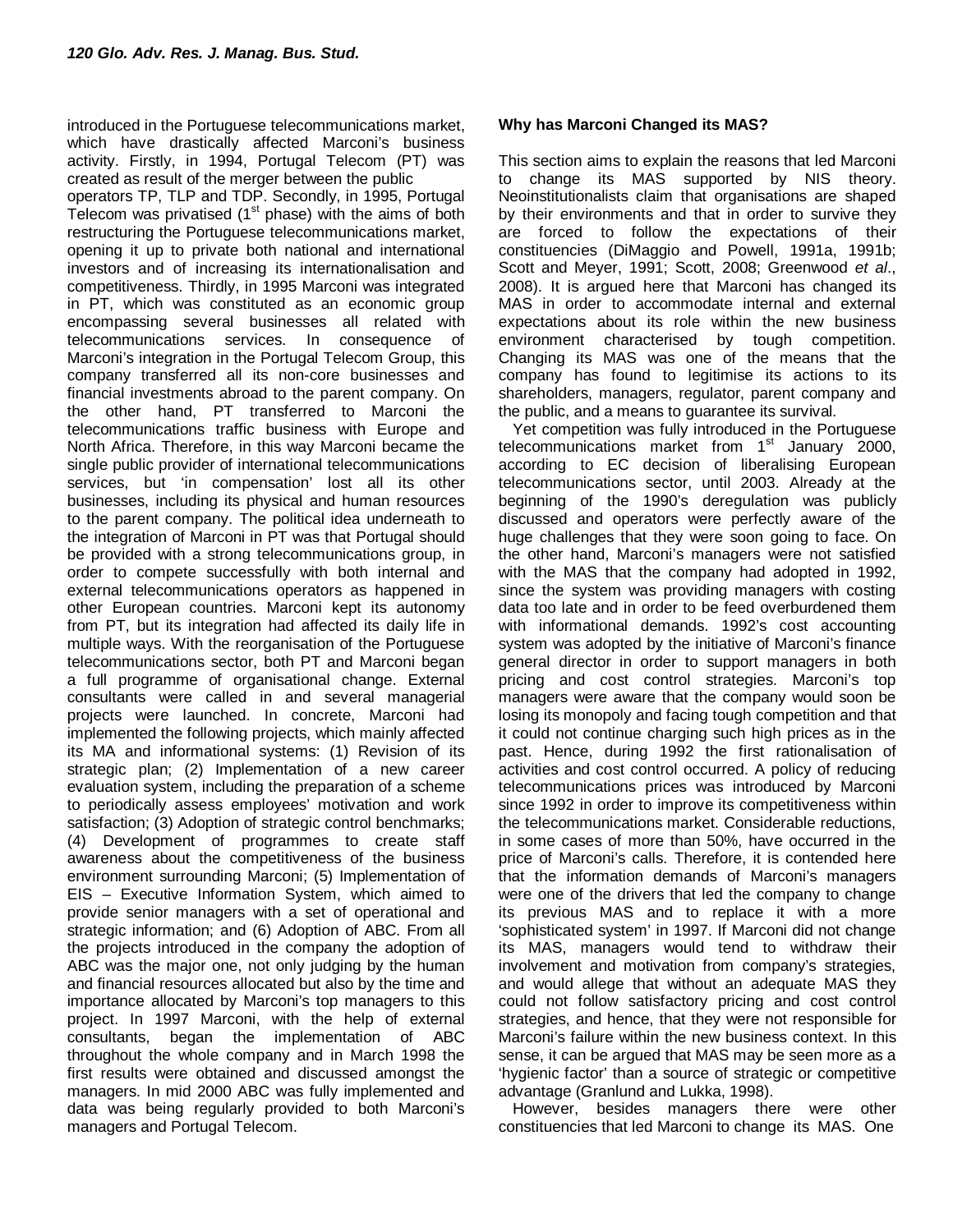introduced in the Portuguese telecommunications market, which have drastically affected Marconi's business activity. Firstly, in 1994, Portugal Telecom (PT) was created as result of the merger between the public operators TP, TLP and TDP. Secondly, in 1995, Portugal Telecom was privatised (1st phase) with the aims of both restructuring the Portuguese telecommunications market, opening it up to private both national and international investors and of increasing its internationalisation and competitiveness. Thirdly, in 1995 Marconi was integrated in PT, which was constituted as an economic group encompassing several businesses all related with telecommunications services. In consequence of Marconi's integration in the Portugal Telecom Group, this company transferred all its non-core businesses and financial investments abroad to the parent company. On the other hand, PT transferred to Marconi the telecommunications traffic business with Europe and North Africa. Therefore, in this way Marconi became the single public provider of international telecommunications services, but 'in compensation' lost all its other businesses, including its physical and human resources to the parent company. The political idea underneath to the integration of Marconi in PT was that Portugal should be provided with a strong telecommunications group, in order to compete successfully with both internal and external telecommunications operators as happened in other European countries. Marconi kept its autonomy from PT, but its integration had affected its daily life in multiple ways. With the reorganisation of the Portuguese telecommunications sector, both PT and Marconi began a full programme of organisational change. External consultants were called in and several managerial projects were launched. In concrete, Marconi had implemented the following projects, which mainly affected its MA and informational systems: (1) Revision of its strategic plan; (2) Implementation of a new career evaluation system, including the preparation of a scheme to periodically assess employees' motivation and work satisfaction; (3) Adoption of strategic control benchmarks; (4) Development of programmes to create staff awareness about the competitiveness of the business environment surrounding Marconi; (5) Implementation of EIS – Executive Information System, which aimed to provide senior managers with a set of operational and strategic information; and (6) Adoption of ABC. From all the projects introduced in the company the adoption of ABC was the major one, not only judging by the human and financial resources allocated but also by the time and importance allocated by Marconi's top managers to this project. In 1997 Marconi, with the help of external consultants, began the implementation of ABC throughout the whole company and in March 1998 the first results were obtained and discussed amongst the managers. In mid 2000 ABC was fully implemented and data was being regularly provided to both Marconi's managers and Portugal Telecom.

**Why has Marconi Changed its MAS?**

This section aims to explain the reasons that led Marconi to change its MAS supported by NIS theory. Neoinstitutionalists claim that organisations are shaped by their environments and that in order to survive they are forced to follow the expectations of their constituencies (DiMaggio and Powell, 1991a, 1991b; Scott and Meyer, 1991; Scott, 2008; Greenwood *et al*., 2008). It is argued here that Marconi has changed its MAS in order to accommodate internal and external expectations about its role within the new business environment characterised by tough competition. Changing its MAS was one of the means that the company has found to legitimise its actions to its shareholders, managers, regulator, parent company and the public, and a means to guarantee its survival.

Yet competition was fully introduced in the Portuguese telecommunications market from 1st January 2000, according to EC decision of liberalising European telecommunications sector, until 2003. Already at the beginning of the 1990's deregulation was publicly discussed and operators were perfectly aware of the huge challenges that they were soon going to face. On the other hand, Marconi's managers were not satisfied with the MAS that the company had adopted in 1992, since the system was providing managers with costing data too late and in order to be feed overburdened them with informational demands. 1992's cost accounting system was adopted by the initiative of Marconi's finance general director in order to support managers in both pricing and cost control strategies. Marconi's top managers were aware that the company would soon be losing its monopoly and facing tough competition and that it could not continue charging such high prices as in the past. Hence, during 1992 the first rationalisation of activities and cost control occurred. A policy of reducing telecommunications prices was introduced by Marconi since 1992 in order to improve its competitiveness within the telecommunications market. Considerable reductions, in some cases of more than 50%, have occurred in the price of Marconi's calls. Therefore, it is contended here that the information demands of Marconi's managers were one of the drivers that led the company to change its previous MAS and to replace it with a more 'sophisticated system' in 1997. If Marconi did not change its MAS, managers would tend to withdraw their involvement and motivation from company's strategies, and would allege that without an adequate MAS they could not follow satisfactory pricing and cost control strategies, and hence, that they were not responsible for Marconi's failure within the new business context. In this sense, it can be argued that MAS may be seen more as a 'hygienic factor' than a source of strategic or competitive advantage (Granlund and Lukka, 1998).

However, besides managers there were other constituencies that led Marconi to change its MAS. One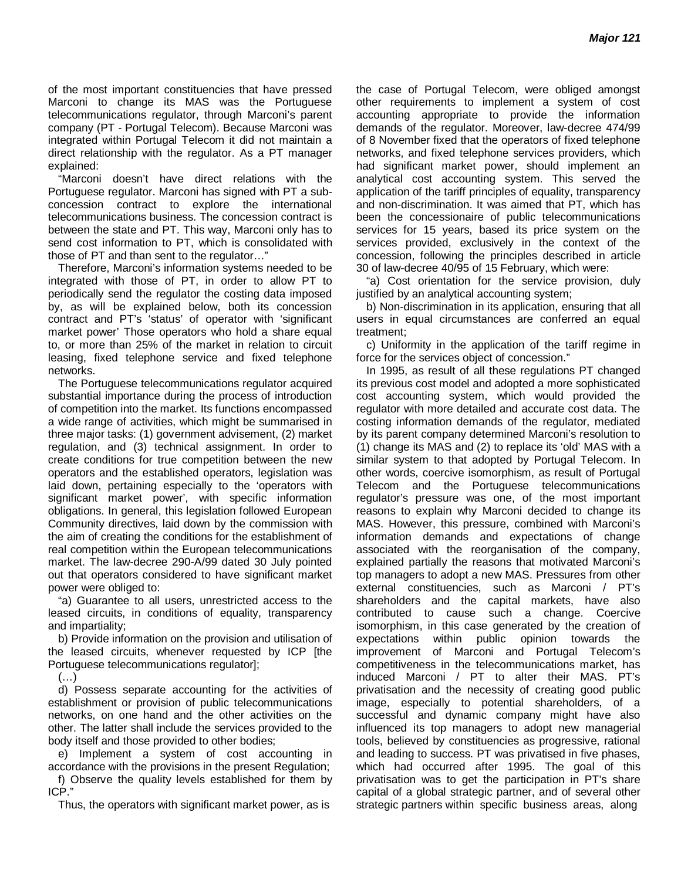of the most important constituencies that have pressed Marconi to change its MAS was the Portuguese telecommunications regulator, through Marconi's parent company (PT - Portugal Telecom). Because Marconi was integrated within Portugal Telecom it did not maintain a direct relationship with the regulator. As a PT manager explained:

"Marconi doesn't have direct relations with the Portuguese regulator. Marconi has signed with PT a sub-concession contract to explore the international telecommunications business. The concession contract is between the state and PT. This way, Marconi only has to send cost information to PT, which is consolidated with those of PT and than sent to the regulator…"

Therefore, Marconi's information systems needed to be integrated with those of PT, in order to allow PT to periodically send the regulator the costing data imposed by, as will be explained below, both its concession contract and PT's 'status' of operator with 'significant market power' Those operators who hold a share equal to, or more than 25% of the market in relation to circuit leasing, fixed telephone service and fixed telephone networks.

The Portuguese telecommunications regulator acquired substantial importance during the process of introduction of competition into the market. Its functions encompassed a wide range of activities, which might be summarised in three major tasks: (1) government advisement, (2) market regulation, and (3) technical assignment. In order to create conditions for true competition between the new operators and the established operators, legislation was laid down, pertaining especially to the 'operators with significant market power', with specific information obligations. In general, this legislation followed European Community directives, laid down by the commission with the aim of creating the conditions for the establishment of real competition within the European telecommunications market. The law-decree 290-A/99 dated 30 July pointed out that operators considered to have significant market power were obliged to:

"a) Guarantee to all users, unrestricted access to the leased circuits, in conditions of equality, transparency and impartiality;

b) Provide information on the provision and utilisation of the leased circuits, whenever requested by ICP [the Portuguese telecommunications regulator];

(…)

d) Possess separate accounting for the activities of establishment or provision of public telecommunications networks, on one hand and the other activities on the other. The latter shall include the services provided to the body itself and those provided to other bodies;

e) Implement a system of cost accounting in accordance with the provisions in the present Regulation;

f) Observe the quality levels established for them by ICP."

Thus, the operators with significant market power, as is the case of Portugal Telecom, were obliged amongst other requirements to implement a system of cost accounting appropriate to provide the information demands of the regulator. Moreover, law-decree 474/99 of 8 November fixed that the operators of fixed telephone networks, and fixed telephone services providers, which had significant market power, should implement an analytical cost accounting system. This served the application of the tariff principles of equality, transparency and non-discrimination. It was aimed that PT, which has been the concessionaire of public telecommunications services for 15 years, based its price system on the services provided, exclusively in the context of the concession, following the principles described in article 30 of law-decree 40/95 of 15 February, which were:

"a) Cost orientation for the service provision, duly justified by an analytical accounting system;

b) Non-discrimination in its application, ensuring that all users in equal circumstances are conferred an equal treatment;

c) Uniformity in the application of the tariff regime in force for the services object of concession."

In 1995, as result of all these regulations PT changed its previous cost model and adopted a more sophisticated cost accounting system, which would provided the regulator with more detailed and accurate cost data. The costing information demands of the regulator, mediated by its parent company determined Marconi's resolution to (1) change its MAS and (2) to replace its 'old' MAS with a similar system to that adopted by Portugal Telecom. In other words, coercive isomorphism, as result of Portugal Telecom and the Portuguese telecommunications regulator's pressure was one, of the most important reasons to explain why Marconi decided to change its MAS. However, this pressure, combined with Marconi's information demands and expectations of change associated with the reorganisation of the company, explained partially the reasons that motivated Marconi's top managers to adopt a new MAS. Pressures from other external constituencies, such as Marconi / PT's shareholders and the capital markets, have also contributed to cause such a change. Coercive isomorphism, in this case generated by the creation of expectations within public opinion towards the improvement of Marconi and Portugal Telecom's competitiveness in the telecommunications market, has induced Marconi / PT to alter their MAS. PT's privatisation and the necessity of creating good public image, especially to potential shareholders, of a successful and dynamic company might have also influenced its top managers to adopt new managerial tools, believed by constituencies as progressive, rational and leading to success. PT was privatised in five phases, which had occurred after 1995. The goal of this privatisation was to get the participation in PT's share capital of a global strategic partner, and of several other strategic partners within specific business areas, along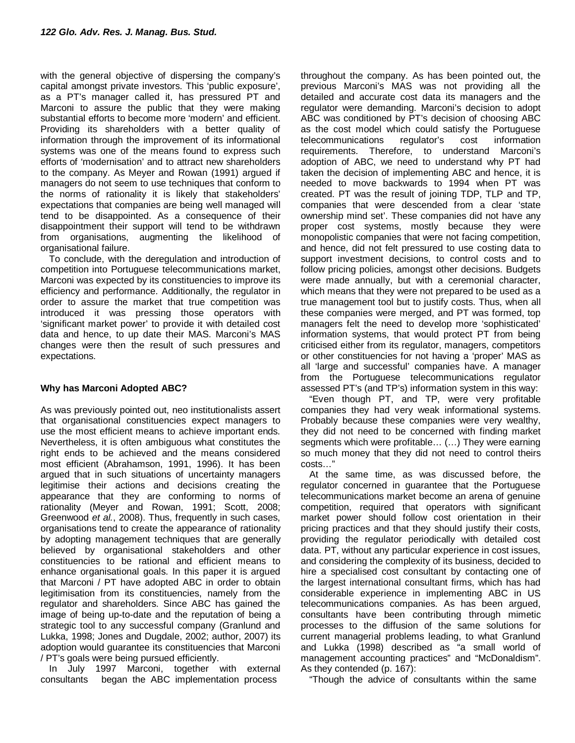with the general objective of dispersing the company's capital amongst private investors. This 'public exposure', as a PT's manager called it, has pressured PT and Marconi to assure the public that they were making substantial efforts to become more 'modern' and efficient. Providing its shareholders with a better quality of information through the improvement of its informational systems was one of the means found to express such efforts of 'modernisation' and to attract new shareholders to the company. As Meyer and Rowan (1991) argued if managers do not seem to use techniques that conform to the norms of rationality it is likely that stakeholders' expectations that companies are being well managed will tend to be disappointed. As a consequence of their disappointment their support will tend to be withdrawn from organisations, augmenting the likelihood of organisational failure.

To conclude, with the deregulation and introduction of competition into Portuguese telecommunications market, Marconi was expected by its constituencies to improve its efficiency and performance. Additionally, the regulator in order to assure the market that true competition was introduced it was pressing those operators with 'significant market power' to provide it with detailed cost data and hence, to up date their MAS. Marconi's MAS changes were then the result of such pressures and expectations.

### Why has Marconi Adopted ABC?

As was previously pointed out, neo institutionalists assert that organisational constituencies expect managers to use the most efficient means to achieve important ends. Nevertheless, it is often ambiguous what constitutes the right ends to be achieved and the means considered most efficient (Abrahamson, 1991, 1996). It has been argued that in such situations of uncertainty managers legitimise their actions and decisions creating the appearance that they are conforming to norms of rationality (Meyer and Rowan, 1991; Scott, 2008; Greenwood *et al.*, 2008). Thus, frequently in such cases, organisations tend to create the appearance of rationality by adopting management techniques that are generally believed by organisational stakeholders and other constituencies to be rational and efficient means to enhance organisational goals. In this paper it is argued that Marconi / PT have adopted ABC in order to obtain legitimisation from its constituencies, namely from the regulator and shareholders. Since ABC has gained the image of being up-to-date and the reputation of being a strategic tool to any successful company (Granlund and Lukka, 1998; Jones and Dugdale, 2002; author, 2007) its adoption would guarantee its constituencies that Marconi / PT's goals were being pursued efficiently.

In July 1997 Marconi, together with external consultants began the ABC implementation process throughout the company. As has been pointed out, the previous Marconi's MAS was not providing all the detailed and accurate cost data its managers and the regulator were demanding. Marconi's decision to adopt ABC was conditioned by PT's decision of choosing ABC as the cost model which could satisfy the Portuguese telecommunications regulator's cost information requirements. Therefore, to understand Marconi's adoption of ABC, we need to understand why PT had taken the decision of implementing ABC and hence, it is needed to move backwards to 1994 when PT was created. PT was the result of joining TDP, TLP and TP, companies that were descended from a clear 'state ownership mind set'. These companies did not have any proper cost systems, mostly because they were monopolistic companies that were not facing competition, and hence, did not felt pressured to use costing data to support investment decisions, to control costs and to follow pricing policies, amongst other decisions. Budgets were made annually, but with a ceremonial character, which means that they were not prepared to be used as a true management tool but to justify costs. Thus, when all these companies were merged, and PT was formed, top managers felt the need to develop more 'sophisticated' information systems, that would protect PT from being criticised either from its regulator, managers, competitors or other constituencies for not having a 'proper' MAS as all 'large and successful' companies have. A manager from the Portuguese telecommunications regulator assessed PT's (and TP's) information system in this way:

"Even though PT, and TP, were very profitable companies they had very weak informational systems. Probably because these companies were very wealthy, they did not need to be concerned with finding market segments which were profitable… (…) They were earning so much money that they did not need to control theirs costs…"

At the same time, as was discussed before, the regulator concerned in guarantee that the Portuguese telecommunications market become an arena of genuine competition, required that operators with significant market power should follow cost orientation in their pricing practices and that they should justify their costs, providing the regulator periodically with detailed cost data. PT, without any particular experience in cost issues, and considering the complexity of its business, decided to hire a specialised cost consultant by contacting one of the largest international consultant firms, which has had considerable experience in implementing ABC in US telecommunications companies. As has been argued, consultants have been contributing through mimetic processes to the diffusion of the same solutions for current managerial problems leading, to what Granlund and Lukka (1998) described as "a small world of management accounting practices" and "McDonaldism". As they contended (p. 167):

"Though the advice of consultants within the same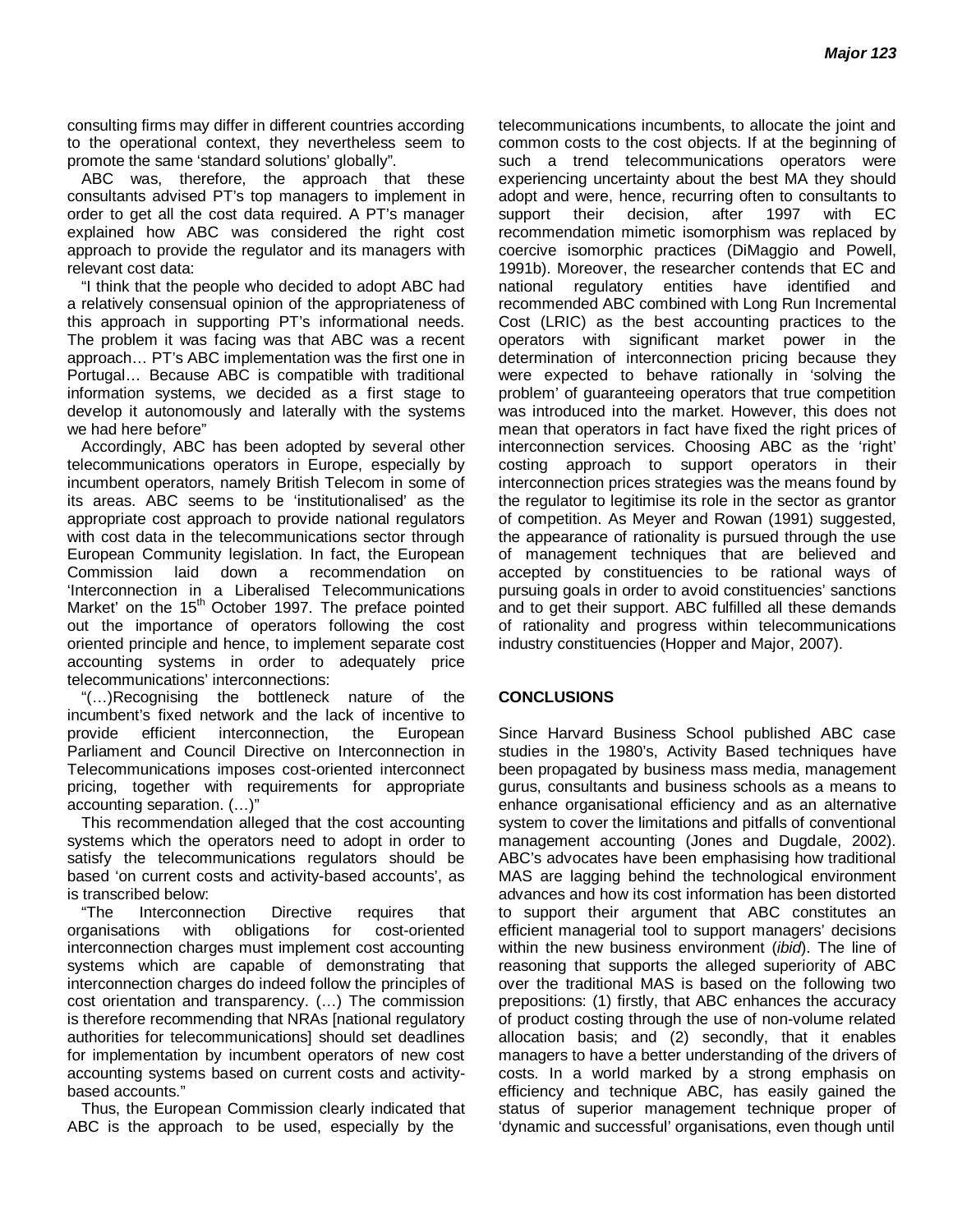consulting firms may differ in different countries according to the operational context, they nevertheless seem to promote the same 'standard solutions' globally".

ABC was, therefore, the approach that these consultants advised PT's top managers to implement in order to get all the cost data required. A PT's manager explained how ABC was considered the right cost approach to provide the regulator and its managers with relevant cost data:

"I think that the people who decided to adopt ABC had a relatively consensual opinion of the appropriateness of this approach in supporting PT's informational needs. The problem it was facing was that ABC was a recent approach… PT's ABC implementation was the first one in Portugal… Because ABC is compatible with traditional information systems, we decided as a first stage to develop it autonomously and laterally with the systems we had here before"

Accordingly, ABC has been adopted by several other telecommunications operators in Europe, especially by incumbent operators, namely British Telecom in some of its areas. ABC seems to be 'institutionalised' as the appropriate cost approach to provide national regulators with cost data in the telecommunications sector through European Community legislation. In fact, the European Commission laid down a recommendation on 'Interconnection in a Liberalised Telecommunications Market' on the 15th October 1997. The preface pointed out the importance of operators following the cost oriented principle and hence, to implement separate cost accounting systems in order to adequately price telecommunications' interconnections:

"(…)Recognising the bottleneck nature of the incumbent's fixed network and the lack of incentive to provide efficient interconnection, the European Parliament and Council Directive on Interconnection in Telecommunications imposes cost-oriented interconnect pricing, together with requirements for appropriate accounting separation. (…)"

This recommendation alleged that the cost accounting systems which the operators need to adopt in order to satisfy the telecommunications regulators should be based 'on current costs and activity-based accounts', as is transcribed below:

"The Interconnection Directive requires that organisations with obligations for cost-oriented interconnection charges must implement cost accounting systems which are capable of demonstrating that interconnection charges do indeed follow the principles of cost orientation and transparency. (…) The commission is therefore recommending that NRAs [national regulatory authorities for telecommunications] should set deadlines for implementation by incumbent operators of new cost accounting systems based on current costs and activity-based accounts."

Thus, the European Commission clearly indicated that ABC is the approach to be used, especially by the telecommunications incumbents, to allocate the joint and common costs to the cost objects. If at the beginning of such a trend telecommunications operators were experiencing uncertainty about the best MA they should adopt and were, hence, recurring often to consultants to support their decision, after 1997 with EC recommendation mimetic isomorphism was replaced by coercive isomorphic practices (DiMaggio and Powell, 1991b). Moreover, the researcher contends that EC and national regulatory entities have identified and recommended ABC combined with Long Run Incremental Cost (LRIC) as the best accounting practices to the operators with significant market power in the determination of interconnection pricing because they were expected to behave rationally in 'solving the problem' of guaranteeing operators that true competition was introduced into the market. However, this does not mean that operators in fact have fixed the right prices of interconnection services. Choosing ABC as the 'right' costing approach to support operators in their interconnection prices strategies was the means found by the regulator to legitimise its role in the sector as grantor of competition. As Meyer and Rowan (1991) suggested, the appearance of rationality is pursued through the use of management techniques that are believed and accepted by constituencies to be rational ways of pursuing goals in order to avoid constituencies' sanctions and to get their support. ABC fulfilled all these demands of rationality and progress within telecommunications industry constituencies (Hopper and Major, 2007).

## CONCLUSIONS

Since Harvard Business School published ABC case studies in the 1980's, Activity Based techniques have been propagated by business mass media, management gurus, consultants and business schools as a means to enhance organisational efficiency and as an alternative system to cover the limitations and pitfalls of conventional management accounting (Jones and Dugdale, 2002). ABC's advocates have been emphasising how traditional MAS are lagging behind the technological environment advances and how its cost information has been distorted to support their argument that ABC constitutes an efficient managerial tool to support managers' decisions within the new business environment (*ibid*). The line of reasoning that supports the alleged superiority of ABC over the traditional MAS is based on the following two prepositions: (1) firstly, that ABC enhances the accuracy of product costing through the use of non-volume related allocation basis; and (2) secondly, that it enables managers to have a better understanding of the drivers of costs. In a world marked by a strong emphasis on efficiency and technique ABC, has easily gained the status of superior management technique proper of 'dynamic and successful' organisations, even though until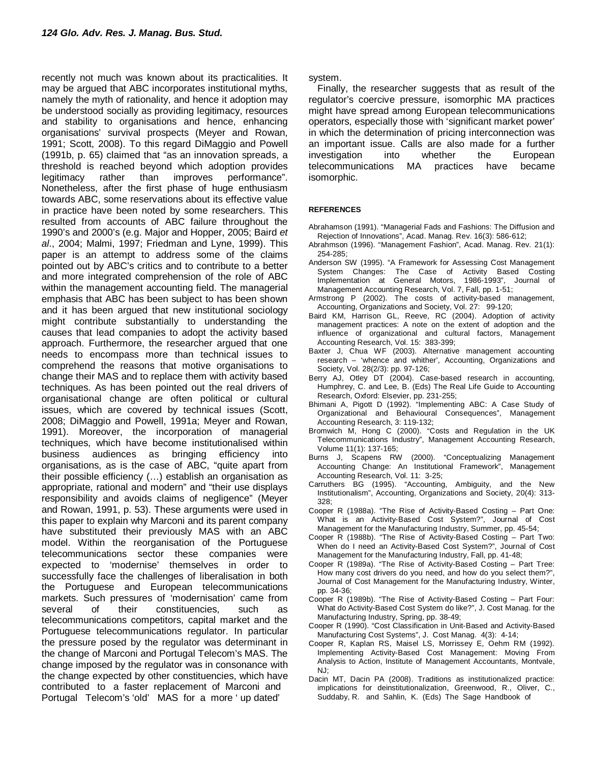recently not much was known about its practicalities. It may be argued that ABC incorporates institutional myths, namely the myth of rationality, and hence it adoption may be understood socially as providing legitimacy, resources and stability to organisations and hence, enhancing organisations' survival prospects (Meyer and Rowan, 1991; Scott, 2008). To this regard DiMaggio and Powell (1991b, p. 65) claimed that "as an innovation spreads, a threshold is reached beyond which adoption provides legitimacy rather than improves performance". Nonetheless, after the first phase of huge enthusiasm towards ABC, some reservations about its effective value in practice have been noted by some researchers. This resulted from accounts of ABC failure throughout the 1990's and 2000's (e.g. Major and Hopper, 2005; Baird *et al*., 2004; Malmi, 1997; Friedman and Lyne, 1999). This paper is an attempt to address some of the claims pointed out by ABC's critics and to contribute to a better and more integrated comprehension of the role of ABC within the management accounting field. The managerial emphasis that ABC has been subject to has been shown and it has been argued that new institutional sociology might contribute substantially to understanding the causes that lead companies to adopt the activity based approach. Furthermore, the researcher argued that one needs to encompass more than technical issues to comprehend the reasons that motive organisations to change their MAS and to replace them with activity based techniques. As has been pointed out the real drivers of organisational change are often political or cultural issues, which are covered by technical issues (Scott, 2008; DiMaggio and Powell, 1991a; Meyer and Rowan, 1991). Moreover, the incorporation of managerial techniques, which have become institutionalised within business audiences as bringing efficiency into organisations, as is the case of ABC, "quite apart from their possible efficiency (…) establish an organisation as appropriate, rational and modern" and "their use displays responsibility and avoids claims of negligence" (Meyer and Rowan, 1991, p. 53). These arguments were used in this paper to explain why Marconi and its parent company have substituted their previously MAS with an ABC model. Within the reorganisation of the Portuguese telecommunications sector these companies were expected to 'modernise' themselves in order to successfully face the challenges of liberalisation in both the Portuguese and European telecommunications markets. Such pressures of 'modernisation' came from several of their constituencies, such as telecommunications competitors, capital market and the Portuguese telecommunications regulator. In particular the pressure posed by the regulator was determinant in the change of Marconi and Portugal Telecom's MAS. The change imposed by the regulator was in consonance with the change expected by other constituencies, which have contributed to a faster replacement of Marconi and Portugal Telecom's 'old' MAS for a more ' up dated' system.

Finally, the researcher suggests that as result of the regulator's coercive pressure, isomorphic MA practices might have spread among European telecommunications operators, especially those with 'significant market power' in which the determination of pricing interconnection was an important issue. Calls are also made for a further investigation into whether the European telecommunications MA practices have became isomorphic.

## REFERENCES

Abrahamson (1991). "Managerial Fads and Fashions: The Diffusion and Rejection of Innovations", Acad. Manag. Rev. 16(3): 586-612;

Abrahmson (1996). "Management Fashion", Acad. Manag. Rev. 21(1): 254-285;

Anderson SW (1995). "A Framework for Assessing Cost Management System Changes: The Case of Activity Based Costing Implementation at General Motors, 1986-1993", Journal of Management Accounting Research, Vol. 7, Fall, pp. 1-51;

Armstrong P (2002). The costs of activity-based management, Accounting, Organizations and Society, Vol. 27: 99-120;

Baird KM, Harrison GL, Reeve, RC (2004). Adoption of activity management practices: A note on the extent of adoption and the influence of organizational and cultural factors, Management Accounting Research, Vol. 15: 383-399;

Baxter J, Chua WF (2003). Alternative management accounting research – 'whence and whither', Accounting, Organizations and Society, Vol. 28(2/3): pp. 97-126;

Berry AJ, Otley DT (2004). Case-based research in accounting, Humphrey, C. and Lee, B. (Eds) The Real Life Guide to Accounting Research, Oxford: Elsevier, pp. 231-255;

Bhimani A, Pigott D (1992). "Implementing ABC: A Case Study of Organizational and Behavioural Consequences", Management Accounting Research, 3: 119-132;

Bromwich M, Hong C (2000). "Costs and Regulation in the UK Telecommunications Industry", Management Accounting Research, Volume 11(1): 137-165;

Burns J, Scapens RW (2000). "Conceptualizing Management Accounting Change: An Institutional Framework", Management Accounting Research, Vol. 11: 3-25;

Carruthers BG (1995). "Accounting, Ambiguity, and the New Institutionalism", Accounting, Organizations and Society, 20(4): 313-328;

Cooper R (1988a). "The Rise of Activity-Based Costing – Part One: What is an Activity-Based Cost System?", Journal of Cost Management for the Manufacturing Industry, Summer, pp. 45-54;

Cooper R (1988b). "The Rise of Activity-Based Costing – Part Two: When do I need an Activity-Based Cost System?", Journal of Cost Management for the Manufacturing Industry, Fall, pp. 41-48;

Cooper R (1989a). "The Rise of Activity-Based Costing – Part Tree: How many cost drivers do you need, and how do you select them?", Journal of Cost Management for the Manufacturing Industry, Winter, pp. 34-36;

Cooper R (1989b). "The Rise of Activity-Based Costing – Part Four: What do Activity-Based Cost System do like?", J. Cost Manag. for the Manufacturing Industry, Spring, pp. 38-49;

Cooper R (1990). "Cost Classification in Unit-Based and Activity-Based Manufacturing Cost Systems", J. Cost Manag. 4(3): 4-14;

Cooper R, Kaplan RS, Maisel LS, Morrissey E, Oehm RM (1992). Implementing Activity-Based Cost Management: Moving From Analysis to Action, Institute of Management Accountants, Montvale, NJ;

Dacin MT, Dacin PA (2008). Traditions as institutionalized practice: implications for deinstitutionalization, Greenwood, R., Oliver, C., Suddaby, R. and Sahlin, K. (Eds) The Sage Handbook of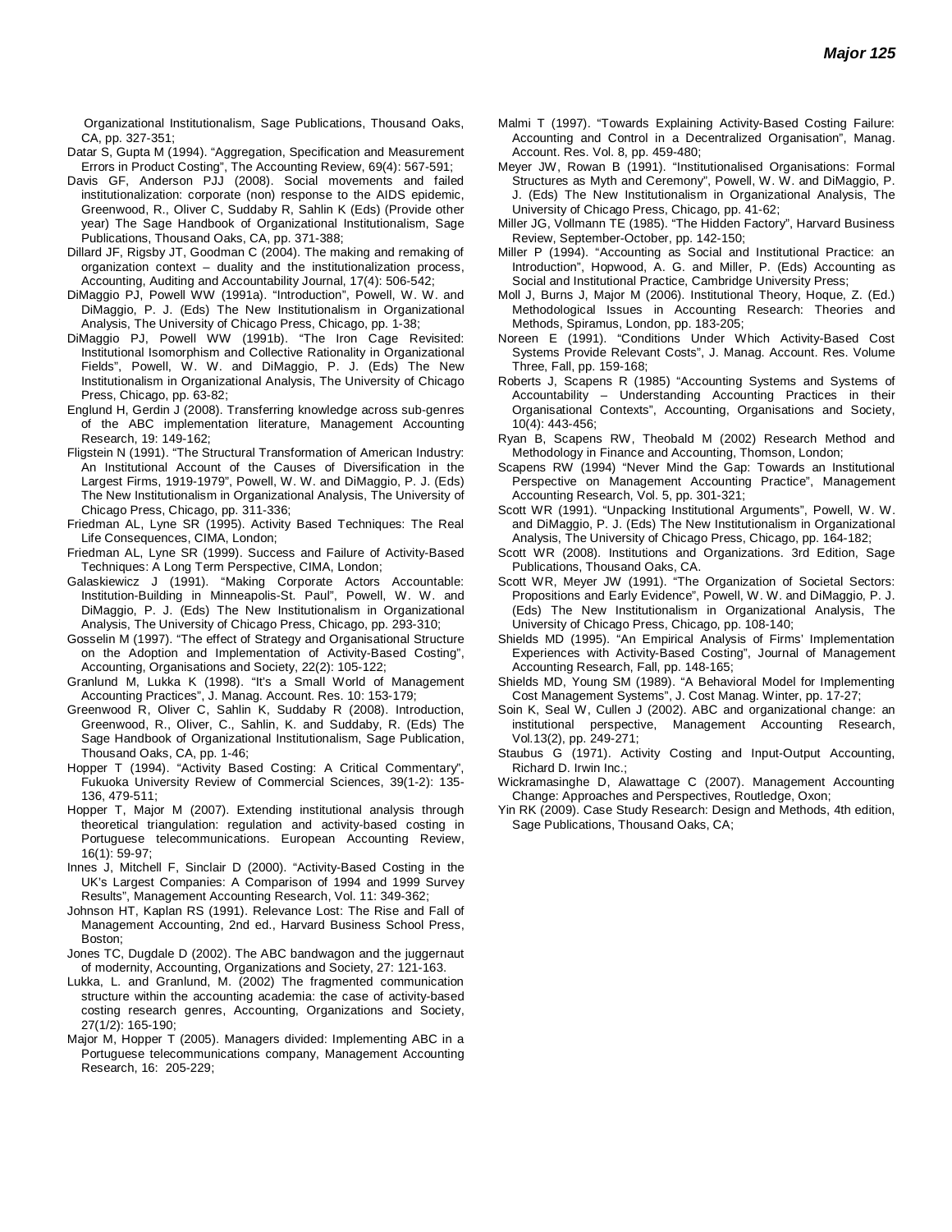Organizational Institutionalism, Sage Publications, Thousand Oaks, CA, pp. 327-351;

Datar S, Gupta M (1994). "Aggregation, Specification and Measurement Errors in Product Costing", The Accounting Review, 69(4): 567-591;

Davis GF, Anderson PJJ (2008). Social movements and failed institutionalization: corporate (non) response to the AIDS epidemic, Greenwood, R., Oliver C, Suddaby R, Sahlin K (Eds) (Provide other year) The Sage Handbook of Organizational Institutionalism, Sage Publications, Thousand Oaks, CA, pp. 371-388;

Dillard JF, Rigsby JT, Goodman C (2004). The making and remaking of organization context – duality and the institutionalization process, Accounting, Auditing and Accountability Journal, 17(4): 506-542;

DiMaggio PJ, Powell WW (1991a). "Introduction", Powell, W. W. and DiMaggio, P. J. (Eds) The New Institutionalism in Organizational Analysis, The University of Chicago Press, Chicago, pp. 1-38;

DiMaggio PJ, Powell WW (1991b). "The Iron Cage Revisited: Institutional Isomorphism and Collective Rationality in Organizational Fields", Powell, W. W. and DiMaggio, P. J. (Eds) The New Institutionalism in Organizational Analysis, The University of Chicago Press, Chicago, pp. 63-82;

Englund H, Gerdin J (2008). Transferring knowledge across sub-genres of the ABC implementation literature, Management Accounting Research, 19: 149-162;

Fligstein N (1991). "The Structural Transformation of American Industry: An Institutional Account of the Causes of Diversification in the Largest Firms, 1919-1979", Powell, W. W. and DiMaggio, P. J. (Eds) The New Institutionalism in Organizational Analysis, The University of Chicago Press, Chicago, pp. 311-336;

Friedman AL, Lyne SR (1995). Activity Based Techniques: The Real Life Consequences, CIMA, London;

Friedman AL, Lyne SR (1999). Success and Failure of Activity-Based Techniques: A Long Term Perspective, CIMA, London;

Galaskiewicz J (1991). "Making Corporate Actors Accountable: Institution-Building in Minneapolis-St. Paul", Powell, W. W. and DiMaggio, P. J. (Eds) The New Institutionalism in Organizational Analysis, The University of Chicago Press, Chicago, pp. 293-310;

Gosselin M (1997). "The effect of Strategy and Organisational Structure on the Adoption and Implementation of Activity-Based Costing", Accounting, Organisations and Society, 22(2): 105-122;

Granlund M, Lukka K (1998). "It's a Small World of Management Accounting Practices", J. Manag. Account. Res. 10: 153-179;

Greenwood R, Oliver C, Sahlin K, Suddaby R (2008). Introduction, Greenwood, R., Oliver, C., Sahlin, K. and Suddaby, R. (Eds) The Sage Handbook of Organizational Institutionalism, Sage Publication, Thousand Oaks, CA, pp. 1-46;

Hopper T (1994). "Activity Based Costing: A Critical Commentary", Fukuoka University Review of Commercial Sciences, 39(1-2): 135-136, 479-511;

Hopper T, Major M (2007). Extending institutional analysis through theoretical triangulation: regulation and activity-based costing in Portuguese telecommunications. European Accounting Review, 16(1): 59-97;

Innes J, Mitchell F, Sinclair D (2000). "Activity-Based Costing in the UK's Largest Companies: A Comparison of 1994 and 1999 Survey Results", Management Accounting Research, Vol. 11: 349-362;

Johnson HT, Kaplan RS (1991). Relevance Lost: The Rise and Fall of Management Accounting, 2nd ed., Harvard Business School Press, Boston;

Jones TC, Dugdale D (2002). The ABC bandwagon and the juggernaut of modernity, Accounting, Organizations and Society, 27: 121-163.

Lukka, L. and Granlund, M. (2002) The fragmented communication structure within the accounting academia: the case of activity-based costing research genres, Accounting, Organizations and Society, 27(1/2): 165-190;

Major M, Hopper T (2005). Managers divided: Implementing ABC in a Portuguese telecommunications company, Management Accounting Research, 16: 205-229;

Malmi T (1997). "Towards Explaining Activity-Based Costing Failure: Accounting and Control in a Decentralized Organisation", Manag. Account. Res. Vol. 8, pp. 459-480;

Meyer JW, Rowan B (1991). "Institutionalised Organisations: Formal Structures as Myth and Ceremony", Powell, W. W. and DiMaggio, P. J. (Eds) The New Institutionalism in Organizational Analysis, The University of Chicago Press, Chicago, pp. 41-62;

Miller JG, Vollmann TE (1985). "The Hidden Factory", Harvard Business Review, September-October, pp. 142-150;

Miller P (1994). "Accounting as Social and Institutional Practice: an Introduction", Hopwood, A. G. and Miller, P. (Eds) Accounting as Social and Institutional Practice, Cambridge University Press;

Moll J, Burns J, Major M (2006). Institutional Theory, Hoque, Z. (Ed.) Methodological Issues in Accounting Research: Theories and Methods, Spiramus, London, pp. 183-205;

Noreen E (1991). "Conditions Under Which Activity-Based Cost Systems Provide Relevant Costs", J. Manag. Account. Res. Volume Three, Fall, pp. 159-168;

Roberts J, Scapens R (1985) "Accounting Systems and Systems of Accountability – Understanding Accounting Practices in their Organisational Contexts", Accounting, Organisations and Society, 10(4): 443-456;

Ryan B, Scapens RW, Theobald M (2002) Research Method and Methodology in Finance and Accounting, Thomson, London;

Scapens RW (1994) "Never Mind the Gap: Towards an Institutional Perspective on Management Accounting Practice", Management Accounting Research, Vol. 5, pp. 301-321;

Scott WR (1991). "Unpacking Institutional Arguments", Powell, W. W. and DiMaggio, P. J. (Eds) The New Institutionalism in Organizational Analysis, The University of Chicago Press, Chicago, pp. 164-182;

Scott WR (2008). Institutions and Organizations. 3rd Edition, Sage Publications, Thousand Oaks, CA.

Scott WR, Meyer JW (1991). "The Organization of Societal Sectors: Propositions and Early Evidence", Powell, W. W. and DiMaggio, P. J. (Eds) The New Institutionalism in Organizational Analysis, The University of Chicago Press, Chicago, pp. 108-140;

Shields MD (1995). "An Empirical Analysis of Firms' Implementation Experiences with Activity-Based Costing", Journal of Management Accounting Research, Fall, pp. 148-165;

Shields MD, Young SM (1989). "A Behavioral Model for Implementing Cost Management Systems", J. Cost Manag. Winter, pp. 17-27;

Soin K, Seal W, Cullen J (2002). ABC and organizational change: an institutional perspective, Management Accounting Research, Vol.13(2), pp. 249-271;

Staubus G (1971). Activity Costing and Input-Output Accounting, Richard D. Irwin Inc.;

Wickramasinghe D, Alawattage C (2007). Management Accounting Change: Approaches and Perspectives, Routledge, Oxon;

Yin RK (2009). Case Study Research: Design and Methods, 4th edition, Sage Publications, Thousand Oaks, CA;